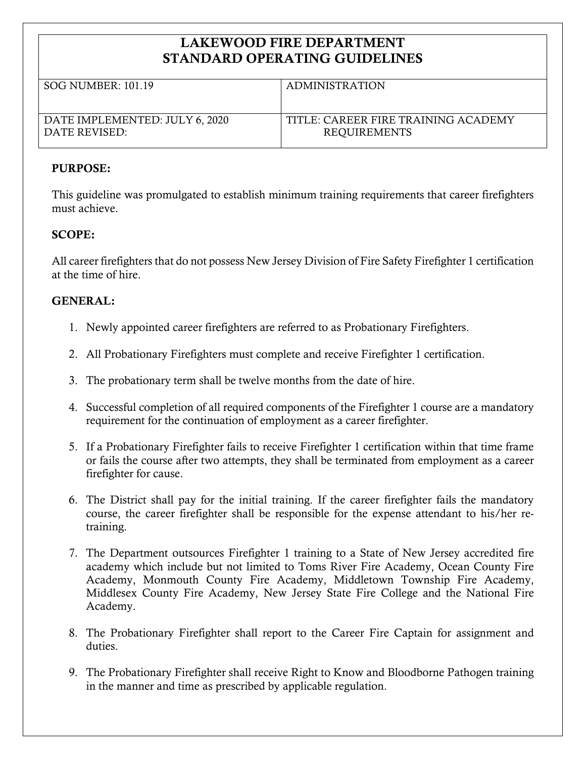# LAKEWOOD FIRE DEPARTMENT
# STANDARD OPERATING GUIDELINES

| SOG NUMBER: 101.19 | ADMINISTRATION |
|---|---|
| DATE IMPLEMENTED: JULY 6, 2020<br>DATE REVISED: | TITLE: CAREER FIRE TRAINING ACADEMY REQUIREMENTS |

**PURPOSE:**

This guideline was promulgated to establish minimum training requirements that career firefighters must achieve.

**SCOPE:**

All career firefighters that do not possess New Jersey Division of Fire Safety Firefighter 1 certification at the time of hire.

**GENERAL:**

1. Newly appointed career firefighters are referred to as Probationary Firefighters.
2. All Probationary Firefighters must complete and receive Firefighter 1 certification.
3. The probationary term shall be twelve months from the date of hire.
4. Successful completion of all required components of the Firefighter 1 course are a mandatory requirement for the continuation of employment as a career firefighter.
5. If a Probationary Firefighter fails to receive Firefighter 1 certification within that time frame or fails the course after two attempts, they shall be terminated from employment as a career firefighter for cause.
6. The District shall pay for the initial training. If the career firefighter fails the mandatory course, the career firefighter shall be responsible for the expense attendant to his/her re-training.
7. The Department outsources Firefighter 1 training to a State of New Jersey accredited fire academy which include but not limited to Toms River Fire Academy, Ocean County Fire Academy, Monmouth County Fire Academy, Middletown Township Fire Academy, Middlesex County Fire Academy, New Jersey State Fire College and the National Fire Academy.
8. The Probationary Firefighter shall report to the Career Fire Captain for assignment and duties.
9. The Probationary Firefighter shall receive Right to Know and Bloodborne Pathogen training in the manner and time as prescribed by applicable regulation.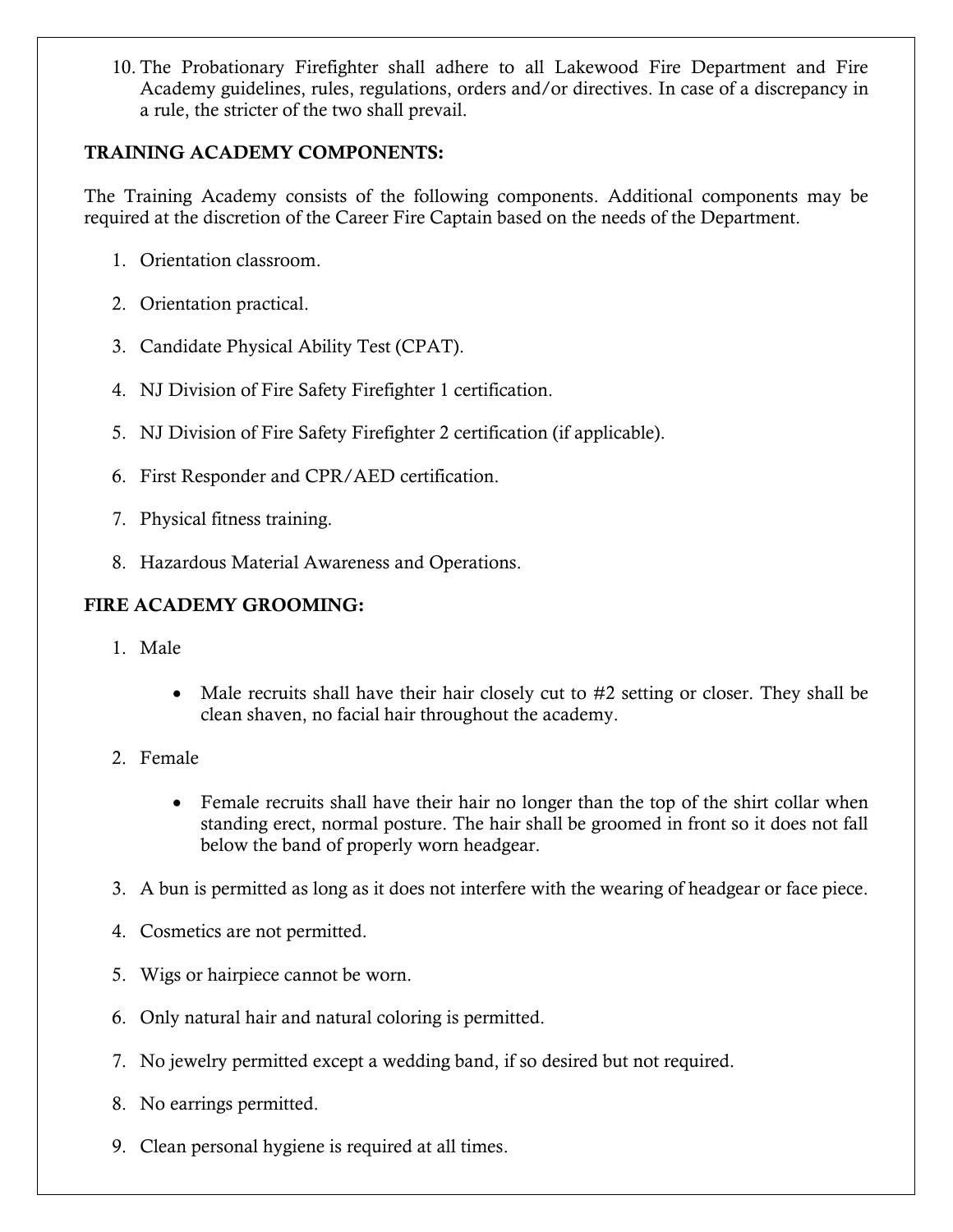10. The Probationary Firefighter shall adhere to all Lakewood Fire Department and Fire Academy guidelines, rules, regulations, orders and/or directives. In case of a discrepancy in a rule, the stricter of the two shall prevail.

**TRAINING ACADEMY COMPONENTS:**

The Training Academy consists of the following components. Additional components may be required at the discretion of the Career Fire Captain based on the needs of the Department.

1. Orientation classroom.
2. Orientation practical.
3. Candidate Physical Ability Test (CPAT).
4. NJ Division of Fire Safety Firefighter 1 certification.
5. NJ Division of Fire Safety Firefighter 2 certification (if applicable).
6. First Responder and CPR/AED certification.
7. Physical fitness training.
8. Hazardous Material Awareness and Operations.

**FIRE ACADEMY GROOMING:**

1. Male
   - Male recruits shall have their hair closely cut to #2 setting or closer. They shall be clean shaven, no facial hair throughout the academy.
2. Female
   - Female recruits shall have their hair no longer than the top of the shirt collar when standing erect, normal posture. The hair shall be groomed in front so it does not fall below the band of properly worn headgear.
3. A bun is permitted as long as it does not interfere with the wearing of headgear or face piece.
4. Cosmetics are not permitted.
5. Wigs or hairpiece cannot be worn.
6. Only natural hair and natural coloring is permitted.
7. No jewelry permitted except a wedding band, if so desired but not required.
8. No earrings permitted.
9. Clean personal hygiene is required at all times.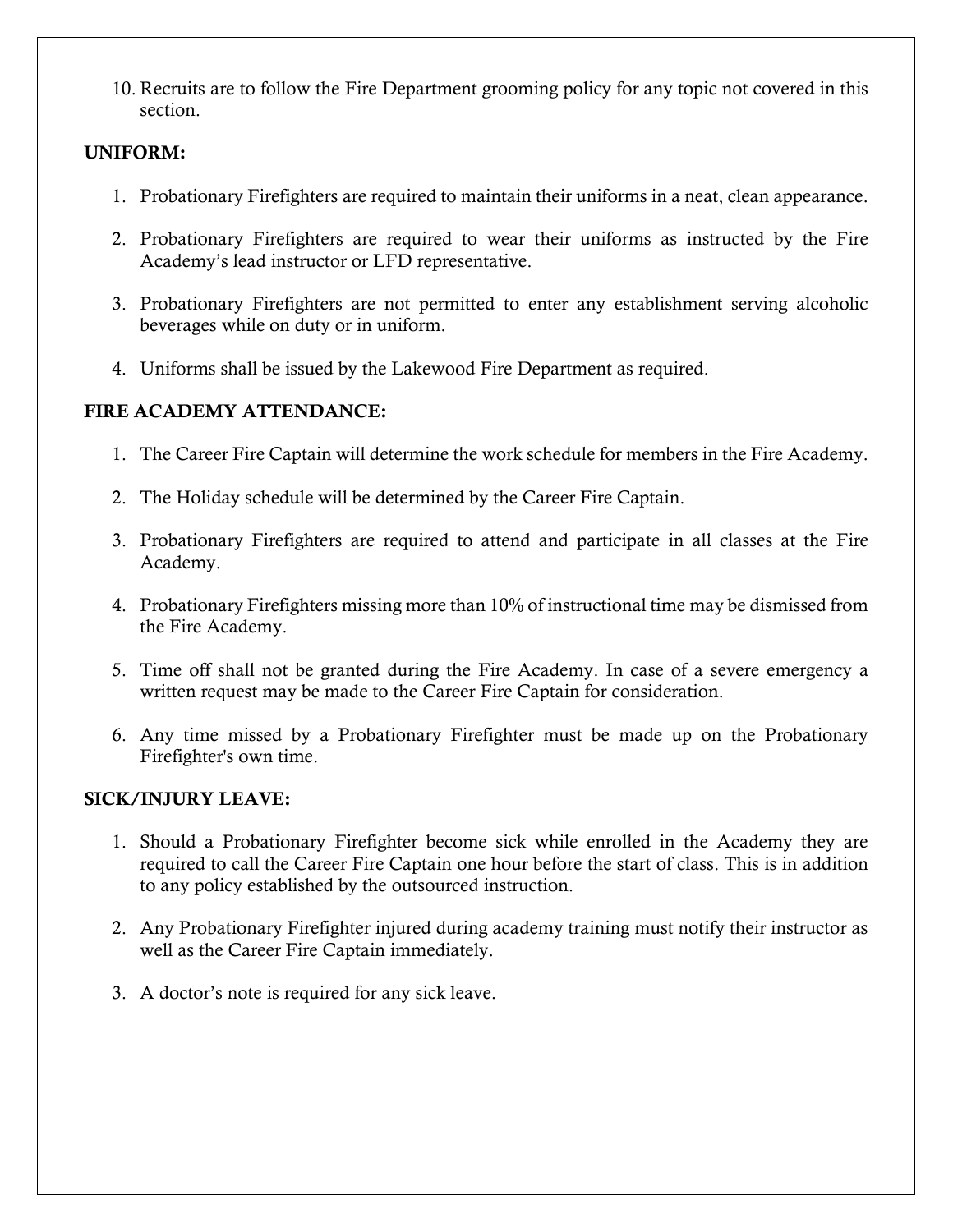10. Recruits are to follow the Fire Department grooming policy for any topic not covered in this section.

**UNIFORM:**

1. Probationary Firefighters are required to maintain their uniforms in a neat, clean appearance.

2. Probationary Firefighters are required to wear their uniforms as instructed by the Fire Academy's lead instructor or LFD representative.

3. Probationary Firefighters are not permitted to enter any establishment serving alcoholic beverages while on duty or in uniform.

4. Uniforms shall be issued by the Lakewood Fire Department as required.

**FIRE ACADEMY ATTENDANCE:**

1. The Career Fire Captain will determine the work schedule for members in the Fire Academy.

2. The Holiday schedule will be determined by the Career Fire Captain.

3. Probationary Firefighters are required to attend and participate in all classes at the Fire Academy.

4. Probationary Firefighters missing more than 10% of instructional time may be dismissed from the Fire Academy.

5. Time off shall not be granted during the Fire Academy. In case of a severe emergency a written request may be made to the Career Fire Captain for consideration.

6. Any time missed by a Probationary Firefighter must be made up on the Probationary Firefighter's own time.

**SICK/INJURY LEAVE:**

1. Should a Probationary Firefighter become sick while enrolled in the Academy they are required to call the Career Fire Captain one hour before the start of class. This is in addition to any policy established by the outsourced instruction.

2. Any Probationary Firefighter injured during academy training must notify their instructor as well as the Career Fire Captain immediately.

3. A doctor's note is required for any sick leave.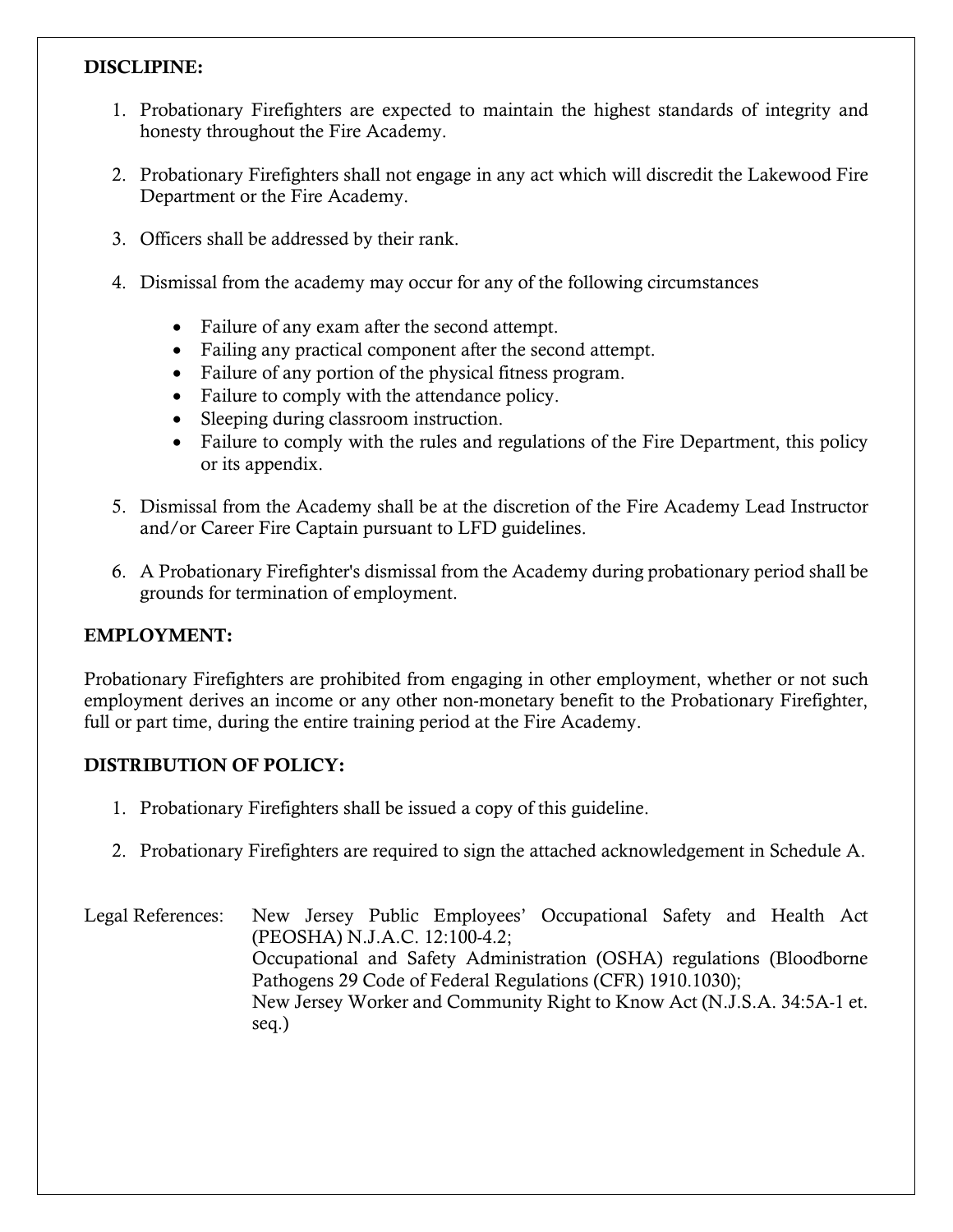**DISCLIPINE:**

1. Probationary Firefighters are expected to maintain the highest standards of integrity and honesty throughout the Fire Academy.

2. Probationary Firefighters shall not engage in any act which will discredit the Lakewood Fire Department or the Fire Academy.

3. Officers shall be addressed by their rank.

4. Dismissal from the academy may occur for any of the following circumstances

   - Failure of any exam after the second attempt.
   - Failing any practical component after the second attempt.
   - Failure of any portion of the physical fitness program.
   - Failure to comply with the attendance policy.
   - Sleeping during classroom instruction.
   - Failure to comply with the rules and regulations of the Fire Department, this policy or its appendix.

5. Dismissal from the Academy shall be at the discretion of the Fire Academy Lead Instructor and/or Career Fire Captain pursuant to LFD guidelines.

6. A Probationary Firefighter's dismissal from the Academy during probationary period shall be grounds for termination of employment.

**EMPLOYMENT:**

Probationary Firefighters are prohibited from engaging in other employment, whether or not such employment derives an income or any other non-monetary benefit to the Probationary Firefighter, full or part time, during the entire training period at the Fire Academy.

**DISTRIBUTION OF POLICY:**

1. Probationary Firefighters shall be issued a copy of this guideline.

2. Probationary Firefighters are required to sign the attached acknowledgement in Schedule A.

Legal References: New Jersey Public Employees' Occupational Safety and Health Act (PEOSHA) N.J.A.C. 12:100-4.2;
Occupational and Safety Administration (OSHA) regulations (Bloodborne Pathogens 29 Code of Federal Regulations (CFR) 1910.1030);
New Jersey Worker and Community Right to Know Act (N.J.S.A. 34:5A-1 et. seq.)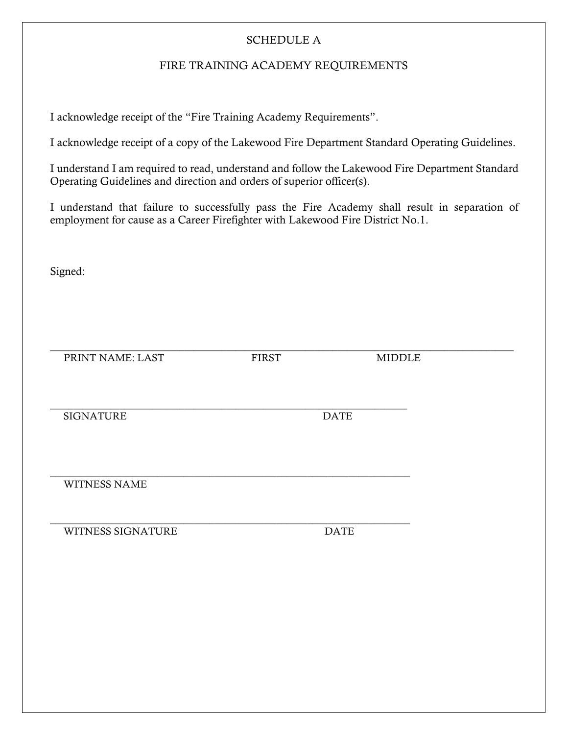# SCHEDULE A

## FIRE TRAINING ACADEMY REQUIREMENTS

I acknowledge receipt of the "Fire Training Academy Requirements".

I acknowledge receipt of a copy of the Lakewood Fire Department Standard Operating Guidelines.

I understand I am required to read, understand and follow the Lakewood Fire Department Standard Operating Guidelines and direction and orders of superior officer(s).

I understand that failure to successfully pass the Fire Academy shall result in separation of employment for cause as a Career Firefighter with Lakewood Fire District No.1.

Signed:

\_\_\_\_\_\_\_\_\_\_\_\_\_\_\_\_\_\_\_\_\_\_\_\_\_\_\_\_\_\_\_\_\_\_\_\_\_\_\_\_\_\_\_\_\_\_\_\_\_\_\_\_\_\_\_\_\_\_\_\_\_\_\_\_\_\_\_\_\_\_\_\_

PRINT NAME: LAST FIRST MIDDLE

\_\_\_\_\_\_\_\_\_\_\_\_\_\_\_\_\_\_\_\_\_\_\_\_\_\_\_\_\_\_\_\_\_\_\_\_\_\_\_\_\_\_\_\_\_\_\_\_\_\_\_\_\_\_\_\_\_

SIGNATURE DATE

\_\_\_\_\_\_\_\_\_\_\_\_\_\_\_\_\_\_\_\_\_\_\_\_\_\_\_\_\_\_\_\_\_\_\_\_\_\_\_\_\_\_\_\_\_\_\_\_\_\_\_\_\_\_\_\_\_

WITNESS NAME

\_\_\_\_\_\_\_\_\_\_\_\_\_\_\_\_\_\_\_\_\_\_\_\_\_\_\_\_\_\_\_\_\_\_\_\_\_\_\_\_\_\_\_\_\_\_\_\_\_\_\_\_\_\_\_\_\_

WITNESS SIGNATURE DATE